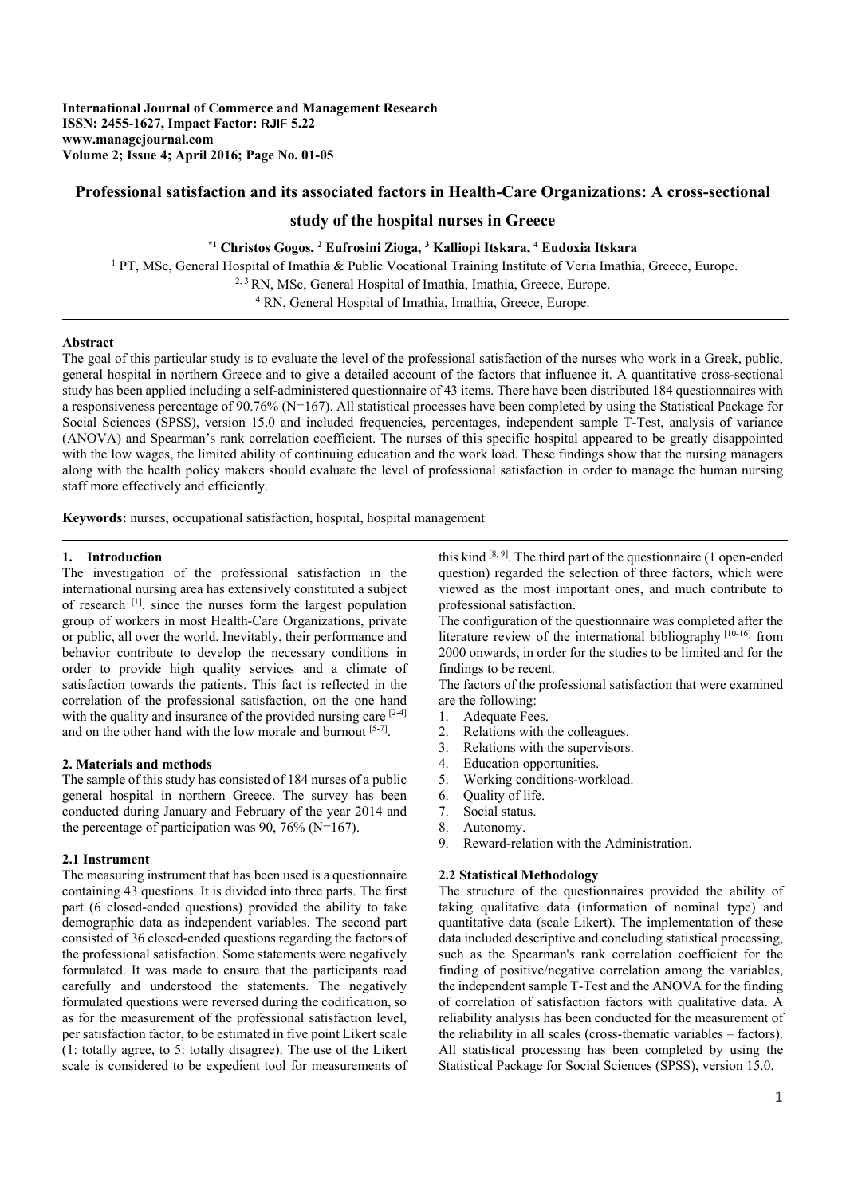# Professional satisfaction and its associated factors in Health-Care Organizations: A cross-sectional study of the hospital nurses in Greece

**[*1] Christos Gogos, [2] Eufrosini Zioga, [3] Kalliopi Itskara, [4] Eudoxia Itskara**

[1] PT, MSc, General Hospital of Imathia & Public Vocational Training Institute of Veria Imathia, Greece, Europe.
[2, 3] RN, MSc, General Hospital of Imathia, Imathia, Greece, Europe.
[4] RN, General Hospital of Imathia, Imathia, Greece, Europe.

**Abstract**

The goal of this particular study is to evaluate the level of the professional satisfaction of the nurses who work in a Greek, public, general hospital in northern Greece and to give a detailed account of the factors that influence it. A quantitative cross-sectional study has been applied including a self-administered questionnaire of 43 items. There have been distributed 184 questionnaires with a responsiveness percentage of 90.76% (N=167). All statistical processes have been completed by using the Statistical Package for Social Sciences (SPSS), version 15.0 and included frequencies, percentages, independent sample T-Test, analysis of variance (ANOVA) and Spearman's rank correlation coefficient. The nurses of this specific hospital appeared to be greatly disappointed with the low wages, the limited ability of continuing education and the work load. These findings show that the nursing managers along with the health policy makers should evaluate the level of professional satisfaction in order to manage the human nursing staff more effectively and efficiently.

**Keywords:** nurses, occupational satisfaction, hospital, hospital management

## 1. Introduction

The investigation of the professional satisfaction in the international nursing area has extensively constituted a subject of research [1]. since the nurses form the largest population group of workers in most Health-Care Organizations, private or public, all over the world. Inevitably, their performance and behavior contribute to develop the necessary conditions in order to provide high quality services and a climate of satisfaction towards the patients. This fact is reflected in the correlation of the professional satisfaction, on the one hand with the quality and insurance of the provided nursing care [2-4] and on the other hand with the low morale and burnout [5-7].

## 2. Materials and methods

The sample of this study has consisted of 184 nurses of a public general hospital in northern Greece. The survey has been conducted during January and February of the year 2014 and the percentage of participation was 90, 76% (N=167).

### 2.1 Instrument

The measuring instrument that has been used is a questionnaire containing 43 questions. It is divided into three parts. The first part (6 closed-ended questions) provided the ability to take demographic data as independent variables. The second part consisted of 36 closed-ended questions regarding the factors of the professional satisfaction. Some statements were negatively formulated. It was made to ensure that the participants read carefully and understood the statements. The negatively formulated questions were reversed during the codification, so as for the measurement of the professional satisfaction level, per satisfaction factor, to be estimated in five point Likert scale (1: totally agree, to 5: totally disagree). The use of the Likert scale is considered to be expedient tool for measurements of this kind [8, 9]. The third part of the questionnaire (1 open-ended question) regarded the selection of three factors, which were viewed as the most important ones, and much contribute to professional satisfaction.

The configuration of the questionnaire was completed after the literature review of the international bibliography [10-16] from 2000 onwards, in order for the studies to be limited and for the findings to be recent.

The factors of the professional satisfaction that were examined are the following:

1. Adequate Fees.
2. Relations with the colleagues.
3. Relations with the supervisors.
4. Education opportunities.
5. Working conditions-workload.
6. Quality of life.
7. Social status.
8. Autonomy.
9. Reward-relation with the Administration.

### 2.2 Statistical Methodology

The structure of the questionnaires provided the ability of taking qualitative data (information of nominal type) and quantitative data (scale Likert). The implementation of these data included descriptive and concluding statistical processing, such as the Spearman's rank correlation coefficient for the finding of positive/negative correlation among the variables, the independent sample T-Test and the ANOVA for the finding of correlation of satisfaction factors with qualitative data. A reliability analysis has been conducted for the measurement of the reliability in all scales (cross-thematic variables – factors). All statistical processing has been completed by using the Statistical Package for Social Sciences (SPSS), version 15.0.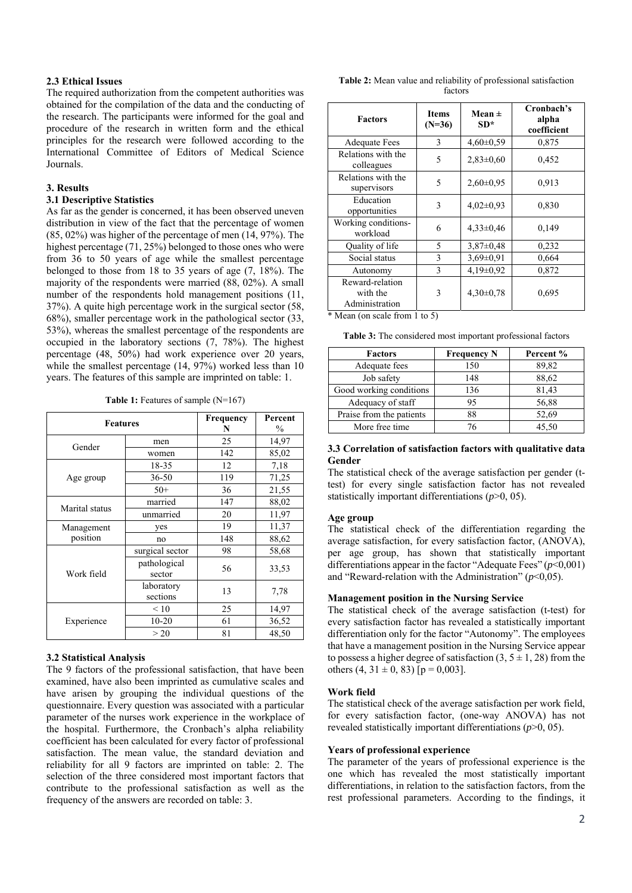### 2.3 Ethical Issues

The required authorization from the competent authorities was obtained for the compilation of the data and the conducting of the research. The participants were informed for the goal and procedure of the research in written form and the ethical principles for the research were followed according to the International Committee of Editors of Medical Science Journals.

## 3. Results

### 3.1 Descriptive Statistics

As far as the gender is concerned, it has been observed uneven distribution in view of the fact that the percentage of women (85, 02%) was higher of the percentage of men (14, 97%). The highest percentage (71, 25%) belonged to those ones who were from 36 to 50 years of age while the smallest percentage belonged to those from 18 to 35 years of age (7, 18%). The majority of the respondents were married (88, 02%). A small number of the respondents hold management positions (11, 37%). A quite high percentage work in the surgical sector (58, 68%), smaller percentage work in the pathological sector (33, 53%), whereas the smallest percentage of the respondents are occupied in the laboratory sections (7, 78%). The highest percentage (48, 50%) had work experience over 20 years, while the smallest percentage (14, 97%) worked less than 10 years. The features of this sample are imprinted on table: 1.

**Table 1:** Features of sample (N=167)

| Features | | Frequency N | Percent % |
|---|---|---|---|
| Gender | men | 25 | 14,97 |
| | women | 142 | 85,02 |
| Age group | 18-35 | 12 | 7,18 |
| | 36-50 | 119 | 71,25 |
| | 50+ | 36 | 21,55 |
| Marital status | married | 147 | 88,02 |
| | unmarried | 20 | 11,97 |
| Management position | yes | 19 | 11,37 |
| | no | 148 | 88,62 |
| Work field | surgical sector | 98 | 58,68 |
| | pathological sector | 56 | 33,53 |
| | laboratory sections | 13 | 7,78 |
| Experience | < 10 | 25 | 14,97 |
| | 10-20 | 61 | 36,52 |
| | > 20 | 81 | 48,50 |

### 3.2 Statistical Analysis

The 9 factors of the professional satisfaction, that have been examined, have also been imprinted as cumulative scales and have arisen by grouping the individual questions of the questionnaire. Every question was associated with a particular parameter of the nurses work experience in the workplace of the hospital. Furthermore, the Cronbach's alpha reliability coefficient has been calculated for every factor of professional satisfaction. The mean value, the standard deviation and reliability for all 9 factors are imprinted on table: 2. The selection of the three considered most important factors that contribute to the professional satisfaction as well as the frequency of the answers are recorded on table: 3.

**Table 2:** Mean value and reliability of professional satisfaction factors

| Factors | Items (N=36) | Mean ± SD* | Cronbach's alpha coefficient |
|---|---|---|---|
| Adequate Fees | 3 | 4,60±0,59 | 0,875 |
| Relations with the colleagues | 5 | 2,83±0,60 | 0,452 |
| Relations with the supervisors | 5 | 2,60±0,95 | 0,913 |
| Education opportunities | 3 | 4,02±0,93 | 0,830 |
| Working conditions-workload | 6 | 4,33±0,46 | 0,149 |
| Quality of life | 5 | 3,87±0,48 | 0,232 |
| Social status | 3 | 3,69±0,91 | 0,664 |
| Autonomy | 3 | 4,19±0,92 | 0,872 |
| Reward-relation with the Administration | 3 | 4,30±0,78 | 0,695 |

\* Mean (on scale from 1 to 5)

**Table 3:** The considered most important professional factors

| Factors | Frequency N | Percent % |
|---|---|---|
| Adequate fees | 150 | 89,82 |
| Job safety | 148 | 88,62 |
| Good working conditions | 136 | 81,43 |
| Adequacy of staff | 95 | 56,88 |
| Praise from the patients | 88 | 52,69 |
| More free time | 76 | 45,50 |

### 3.3 Correlation of satisfaction factors with qualitative data

**Gender**

The statistical check of the average satisfaction per gender (t-test) for every single satisfaction factor has not revealed statistically important differentiations ($p$>0, 05).

**Age group**

The statistical check of the differentiation regarding the average satisfaction, for every satisfaction factor, (ANOVA), per age group, has shown that statistically important differentiations appear in the factor "Adequate Fees" ($p$<0,001) and "Reward-relation with the Administration" ($p$<0,05).

**Management position in the Nursing Service**

The statistical check of the average satisfaction (t-test) for every satisfaction factor has revealed a statistically important differentiation only for the factor "Autonomy". The employees that have a management position in the Nursing Service appear to possess a higher degree of satisfaction (3, 5 ± 1, 28) from the others (4, 31 ± 0, 83) [p = 0,003].

**Work field**

The statistical check of the average satisfaction per work field, for every satisfaction factor, (one-way ANOVA) has not revealed statistically important differentiations ($p$>0, 05).

**Years of professional experience**

The parameter of the years of professional experience is the one which has revealed the most statistically important differentiations, in relation to the satisfaction factors, from the rest professional parameters. According to the findings, it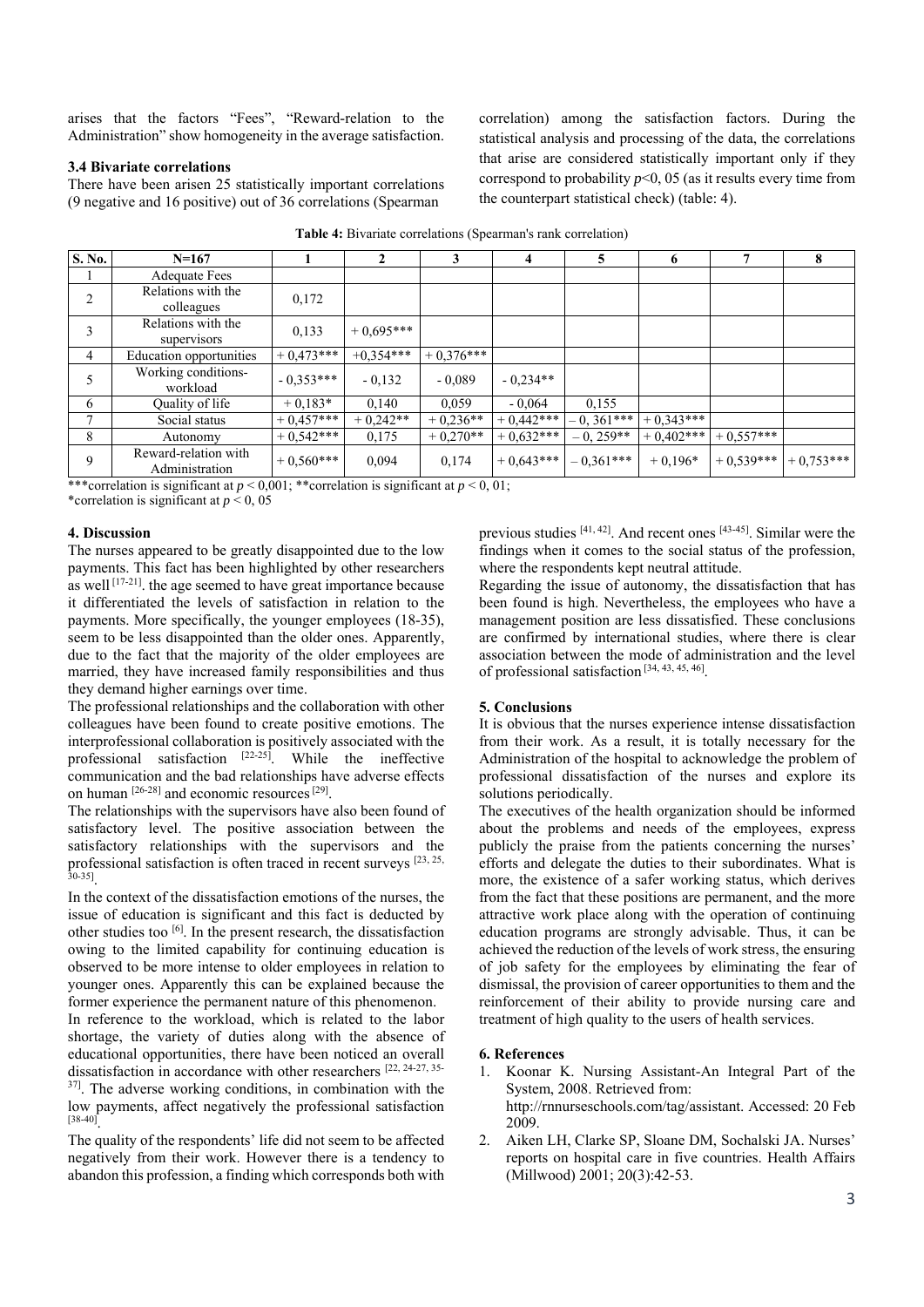arises that the factors "Fees", "Reward-relation to the Administration" show homogeneity in the average satisfaction.

### 3.4 Bivariate correlations

There have been arisen 25 statistically important correlations (9 negative and 16 positive) out of 36 correlations (Spearman correlation) among the satisfaction factors. During the statistical analysis and processing of the data, the correlations that arise are considered statistically important only if they correspond to probability $p<0,05$ (as it results every time from the counterpart statistical check) (table: 4).

**Table 4:** Bivariate correlations (Spearman's rank correlation)

| S. No. | N=167 | 1 | 2 | 3 | 4 | 5 | 6 | 7 | 8 |
|---|---|---|---|---|---|---|---|---|---|
| 1 | Adequate Fees | | | | | | | | |
| 2 | Relations with the colleagues | 0,172 | | | | | | | |
| 3 | Relations with the supervisors | 0,133 | + 0,695*** | | | | | | |
| 4 | Education opportunities | + 0,473*** | +0,354*** | + 0,376*** | | | | | |
| 5 | Working conditions-workload | - 0,353*** | - 0,132 | - 0,089 | - 0,234** | | | | |
| 6 | Quality of life | + 0,183* | 0,140 | 0,059 | - 0,064 | 0,155 | | | |
| 7 | Social status | + 0,457*** | + 0,242** | + 0,236** | + 0,442*** | – 0, 361*** | + 0,343*** | | |
| 8 | Autonomy | + 0,542*** | 0,175 | + 0,270** | + 0,632*** | – 0, 259** | + 0,402*** | + 0,557*** | |
| 9 | Reward-relation with Administration | + 0,560*** | 0,094 | 0,174 | + 0,643*** | – 0,361*** | + 0,196* | + 0,539*** | + 0,753*** |

***correlation is significant at $p < 0,001$; **correlation is significant at $p < 0,01$;
*correlation is significant at $p < 0,05$

## 4. Discussion

The nurses appeared to be greatly disappointed due to the low payments. This fact has been highlighted by other researchers as well [17-21]. the age seemed to have great importance because it differentiated the levels of satisfaction in relation to the payments. More specifically, the younger employees (18-35), seem to be less disappointed than the older ones. Apparently, due to the fact that the majority of the older employees are married, they have increased family responsibilities and thus they demand higher earnings over time.

The professional relationships and the collaboration with other colleagues have been found to create positive emotions. The interprofessional collaboration is positively associated with the professional satisfaction [22-25]. While the ineffective communication and the bad relationships have adverse effects on human [26-28] and economic resources [29].

The relationships with the supervisors have also been found of satisfactory level. The positive association between the satisfactory relationships with the supervisors and the professional satisfaction is often traced in recent surveys [23, 25, 30-35].

In the context of the dissatisfaction emotions of the nurses, the issue of education is significant and this fact is deducted by other studies too [6]. In the present research, the dissatisfaction owing to the limited capability for continuing education is observed to be more intense to older employees in relation to younger ones. Apparently this can be explained because the former experience the permanent nature of this phenomenon.

In reference to the workload, which is related to the labor shortage, the variety of duties along with the absence of educational opportunities, there have been noticed an overall dissatisfaction in accordance with other researchers [22, 24-27, 35-37]. The adverse working conditions, in combination with the low payments, affect negatively the professional satisfaction [38-40].

The quality of the respondents' life did not seem to be affected negatively from their work. However there is a tendency to abandon this profession, a finding which corresponds both with previous studies [41, 42]. And recent ones [43-45]. Similar were the findings when it comes to the social status of the profession, where the respondents kept neutral attitude.

Regarding the issue of autonomy, the dissatisfaction that has been found is high. Nevertheless, the employees who have a management position are less dissatisfied. These conclusions are confirmed by international studies, where there is clear association between the mode of administration and the level of professional satisfaction [34, 43, 45, 46].

## 5. Conclusions

It is obvious that the nurses experience intense dissatisfaction from their work. As a result, it is totally necessary for the Administration of the hospital to acknowledge the problem of professional dissatisfaction of the nurses and explore its solutions periodically.

The executives of the health organization should be informed about the problems and needs of the employees, express publicly the praise from the patients concerning the nurses' efforts and delegate the duties to their subordinates. What is more, the existence of a safer working status, which derives from the fact that these positions are permanent, and the more attractive work place along with the operation of continuing education programs are strongly advisable. Thus, it can be achieved the reduction of the levels of work stress, the ensuring of job safety for the employees by eliminating the fear of dismissal, the provision of career opportunities to them and the reinforcement of their ability to provide nursing care and treatment of high quality to the users of health services.

## 6. References

1. Koonar K. Nursing Assistant-An Integral Part of the System, 2008. Retrieved from: http://rnnurseschools.com/tag/assistant. Accessed: 20 Feb 2009.
2. Aiken LH, Clarke SP, Sloane DM, Sochalski JA. Nurses' reports on hospital care in five countries. Health Affairs (Millwood) 2001; 20(3):42-53.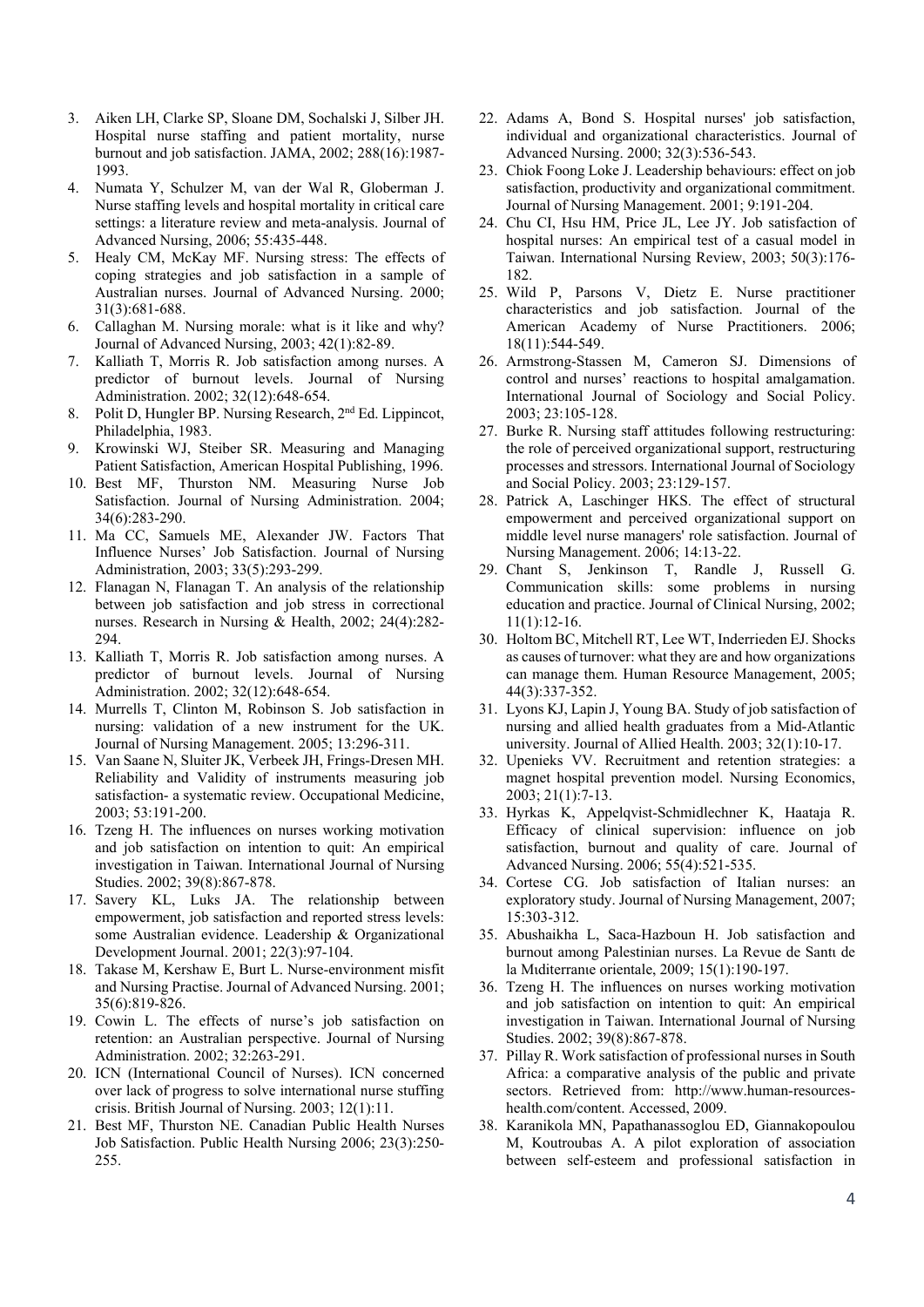3. Aiken LH, Clarke SP, Sloane DM, Sochalski J, Silber JH. Hospital nurse staffing and patient mortality, nurse burnout and job satisfaction. JAMA, 2002; 288(16):1987-1993.
4. Numata Y, Schulzer M, van der Wal R, Globerman J. Nurse staffing levels and hospital mortality in critical care settings: a literature review and meta-analysis. Journal of Advanced Nursing, 2006; 55:435-448.
5. Healy CM, McKay MF. Nursing stress: The effects of coping strategies and job satisfaction in a sample of Australian nurses. Journal of Advanced Nursing. 2000; 31(3):681-688.
6. Callaghan M. Nursing morale: what is it like and why? Journal of Advanced Nursing, 2003; 42(1):82-89.
7. Kalliath T, Morris R. Job satisfaction among nurses. A predictor of burnout levels. Journal of Nursing Administration. 2002; 32(12):648-654.
8. Polit D, Hungler BP. Nursing Research, 2nd Ed. Lippincot, Philadelphia, 1983.
9. Krowinski WJ, Steiber SR. Measuring and Managing Patient Satisfaction, American Hospital Publishing, 1996.
10. Best MF, Thurston NM. Measuring Nurse Job Satisfaction. Journal of Nursing Administration. 2004; 34(6):283-290.
11. Ma CC, Samuels ME, Alexander JW. Factors That Influence Nurses' Job Satisfaction. Journal of Nursing Administration, 2003; 33(5):293-299.
12. Flanagan N, Flanagan T. An analysis of the relationship between job satisfaction and job stress in correctional nurses. Research in Nursing & Health, 2002; 24(4):282-294.
13. Kalliath T, Morris R. Job satisfaction among nurses. A predictor of burnout levels. Journal of Nursing Administration. 2002; 32(12):648-654.
14. Murrells T, Clinton M, Robinson S. Job satisfaction in nursing: validation of a new instrument for the UK. Journal of Nursing Management. 2005; 13:296-311.
15. Van Saane N, Sluiter JK, Verbeek JH, Frings-Dresen MH. Reliability and Validity of instruments measuring job satisfaction- a systematic review. Occupational Medicine, 2003; 53:191-200.
16. Tzeng H. The influences on nurses working motivation and job satisfaction on intention to quit: An empirical investigation in Taiwan. International Journal of Nursing Studies. 2002; 39(8):867-878.
17. Savery KL, Luks JA. The relationship between empowerment, job satisfaction and reported stress levels: some Australian evidence. Leadership & Organizational Development Journal. 2001; 22(3):97-104.
18. Takase M, Kershaw E, Burt L. Nurse-environment misfit and Nursing Practise. Journal of Advanced Nursing. 2001; 35(6):819-826.
19. Cowin L. The effects of nurse's job satisfaction on retention: an Australian perspective. Journal of Nursing Administration. 2002; 32:263-291.
20. ICN (International Council of Nurses). ICN concerned over lack of progress to solve international nurse stuffing crisis. British Journal of Nursing. 2003; 12(1):11.
21. Best MF, Thurston NE. Canadian Public Health Nurses Job Satisfaction. Public Health Nursing 2006; 23(3):250-255.
22. Adams A, Bond S. Hospital nurses' job satisfaction, individual and organizational characteristics. Journal of Advanced Nursing. 2000; 32(3):536-543.
23. Chiok Foong Loke J. Leadership behaviours: effect on job satisfaction, productivity and organizational commitment. Journal of Nursing Management. 2001; 9:191-204.
24. Chu CI, Hsu HM, Price JL, Lee JY. Job satisfaction of hospital nurses: An empirical test of a casual model in Taiwan. International Nursing Review, 2003; 50(3):176-182.
25. Wild P, Parsons V, Dietz E. Nurse practitioner characteristics and job satisfaction. Journal of the American Academy of Nurse Practitioners. 2006; 18(11):544-549.
26. Armstrong-Stassen M, Cameron SJ. Dimensions of control and nurses' reactions to hospital amalgamation. International Journal of Sociology and Social Policy. 2003; 23:105-128.
27. Burke R. Nursing staff attitudes following restructuring: the role of perceived organizational support, restructuring processes and stressors. International Journal of Sociology and Social Policy. 2003; 23:129-157.
28. Patrick A, Laschinger HKS. The effect of structural empowerment and perceived organizational support on middle level nurse managers' role satisfaction. Journal of Nursing Management. 2006; 14:13-22.
29. Chant S, Jenkinson T, Randle J, Russell G. Communication skills: some problems in nursing education and practice. Journal of Clinical Nursing, 2002; 11(1):12-16.
30. Holtom BC, Mitchell RT, Lee WT, Inderrieden EJ. Shocks as causes of turnover: what they are and how organizations can manage them. Human Resource Management, 2005; 44(3):337-352.
31. Lyons KJ, Lapin J, Young BA. Study of job satisfaction of nursing and allied health graduates from a Mid-Atlantic university. Journal of Allied Health. 2003; 32(1):10-17.
32. Upenieks VV. Recruitment and retention strategies: a magnet hospital prevention model. Nursing Economics, 2003; 21(1):7-13.
33. Hyrkas K, Appelqvist-Schmidlechner K, Haataja R. Efficacy of clinical supervision: influence on job satisfaction, burnout and quality of care. Journal of Advanced Nursing. 2006; 55(4):521-535.
34. Cortese CG. Job satisfaction of Italian nurses: an exploratory study. Journal of Nursing Management, 2007; 15:303-312.
35. Abushaikha L, Saca-Hazboun H. Job satisfaction and burnout among Palestinian nurses. La Revue de Santı de la Mıditerranıe orientale, 2009; 15(1):190-197.
36. Tzeng H. The influences on nurses working motivation and job satisfaction on intention to quit: An empirical investigation in Taiwan. International Journal of Nursing Studies. 2002; 39(8):867-878.
37. Pillay R. Work satisfaction of professional nurses in South Africa: a comparative analysis of the public and private sectors. Retrieved from: http://www.human-resources-health.com/content. Accessed, 2009.
38. Karanikola MN, Papathanassoglou ED, Giannakopoulou M, Koutroubas A. A pilot exploration of association between self-esteem and professional satisfaction in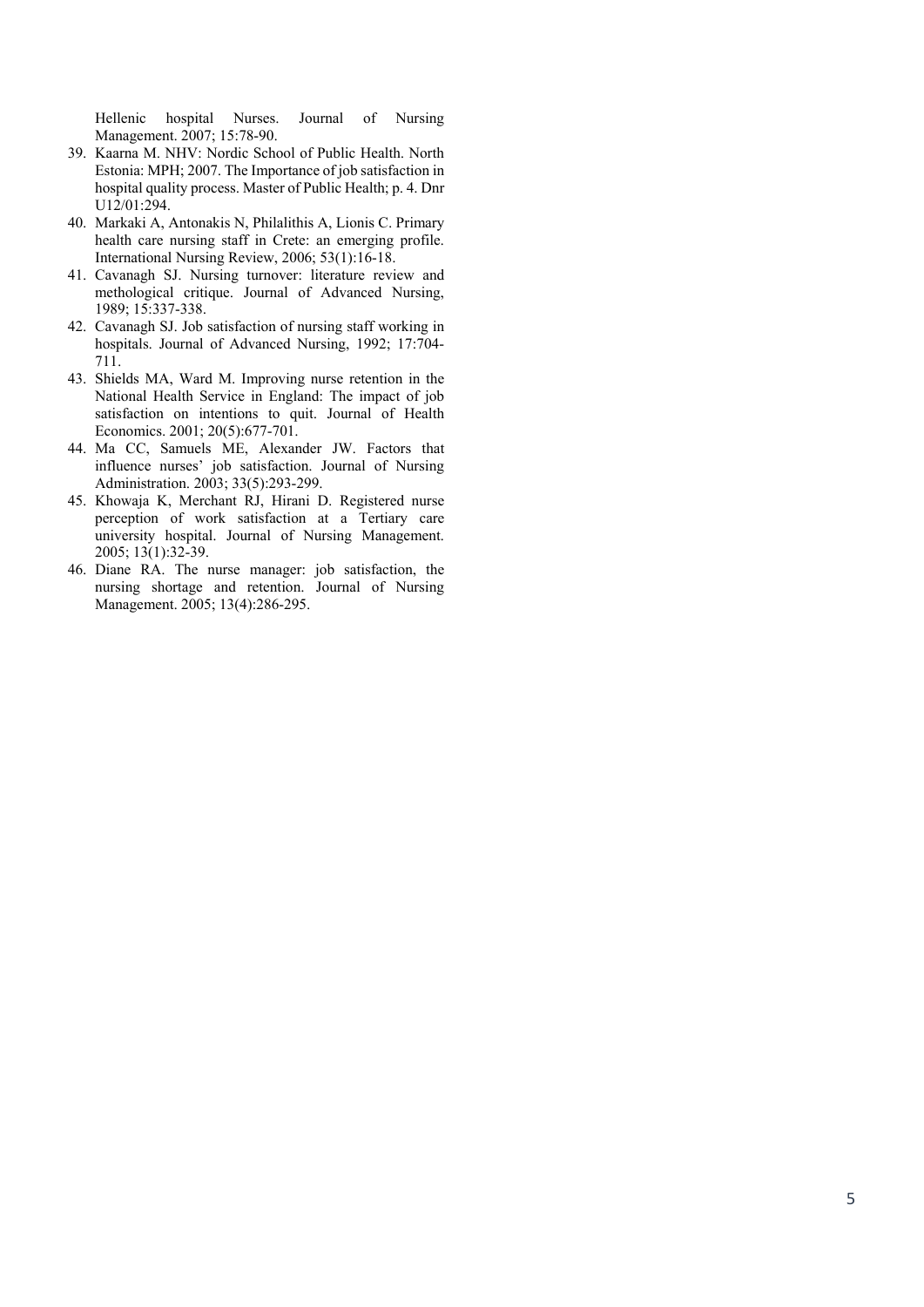Hellenic hospital Nurses. Journal of Nursing Management. 2007; 15:78-90.

39. Kaarna M. NHV: Nordic School of Public Health. North Estonia: MPH; 2007. The Importance of job satisfaction in hospital quality process. Master of Public Health; p. 4. Dnr U12/01:294.
40. Markaki A, Antonakis N, Philalithis A, Lionis C. Primary health care nursing staff in Crete: an emerging profile. International Nursing Review, 2006; 53(1):16-18.
41. Cavanagh SJ. Nursing turnover: literature review and methological critique. Journal of Advanced Nursing, 1989; 15:337-338.
42. Cavanagh SJ. Job satisfaction of nursing staff working in hospitals. Journal of Advanced Nursing, 1992; 17:704-711.
43. Shields MA, Ward M. Improving nurse retention in the National Health Service in England: The impact of job satisfaction on intentions to quit. Journal of Health Economics. 2001; 20(5):677-701.
44. Ma CC, Samuels ME, Alexander JW. Factors that influence nurses' job satisfaction. Journal of Nursing Administration. 2003; 33(5):293-299.
45. Khowaja K, Merchant RJ, Hirani D. Registered nurse perception of work satisfaction at a Tertiary care university hospital. Journal of Nursing Management. 2005; 13(1):32-39.
46. Diane RA. The nurse manager: job satisfaction, the nursing shortage and retention. Journal of Nursing Management. 2005; 13(4):286-295.